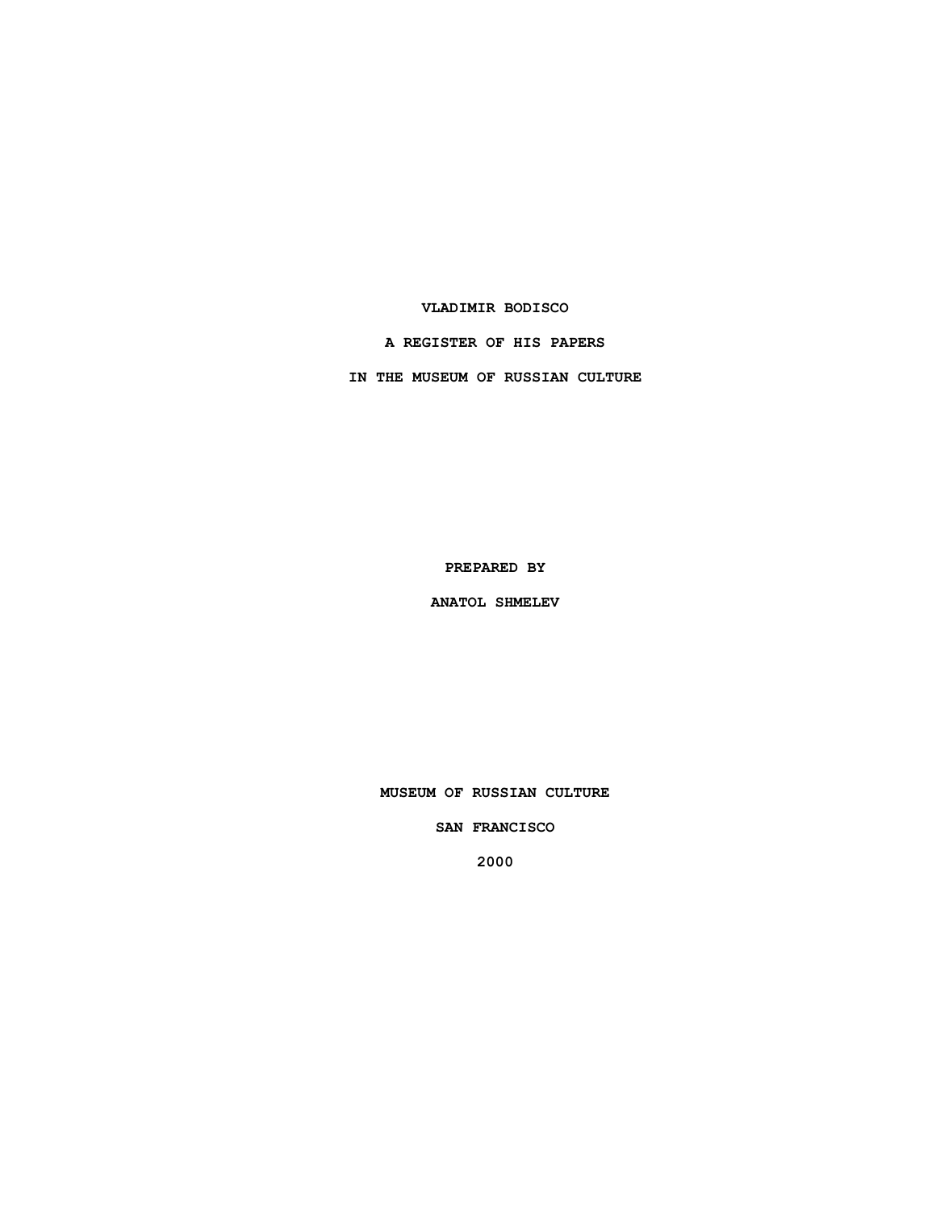**VLADIMIR BODISCO**

**A REGISTER OF HIS PAPERS**

**IN THE MUSEUM OF RUSSIAN CULTURE**

**PREPARED BY**

**ANATOL SHMELEV**

**MUSEUM OF RUSSIAN CULTURE**

**SAN FRANCISCO**

**2000**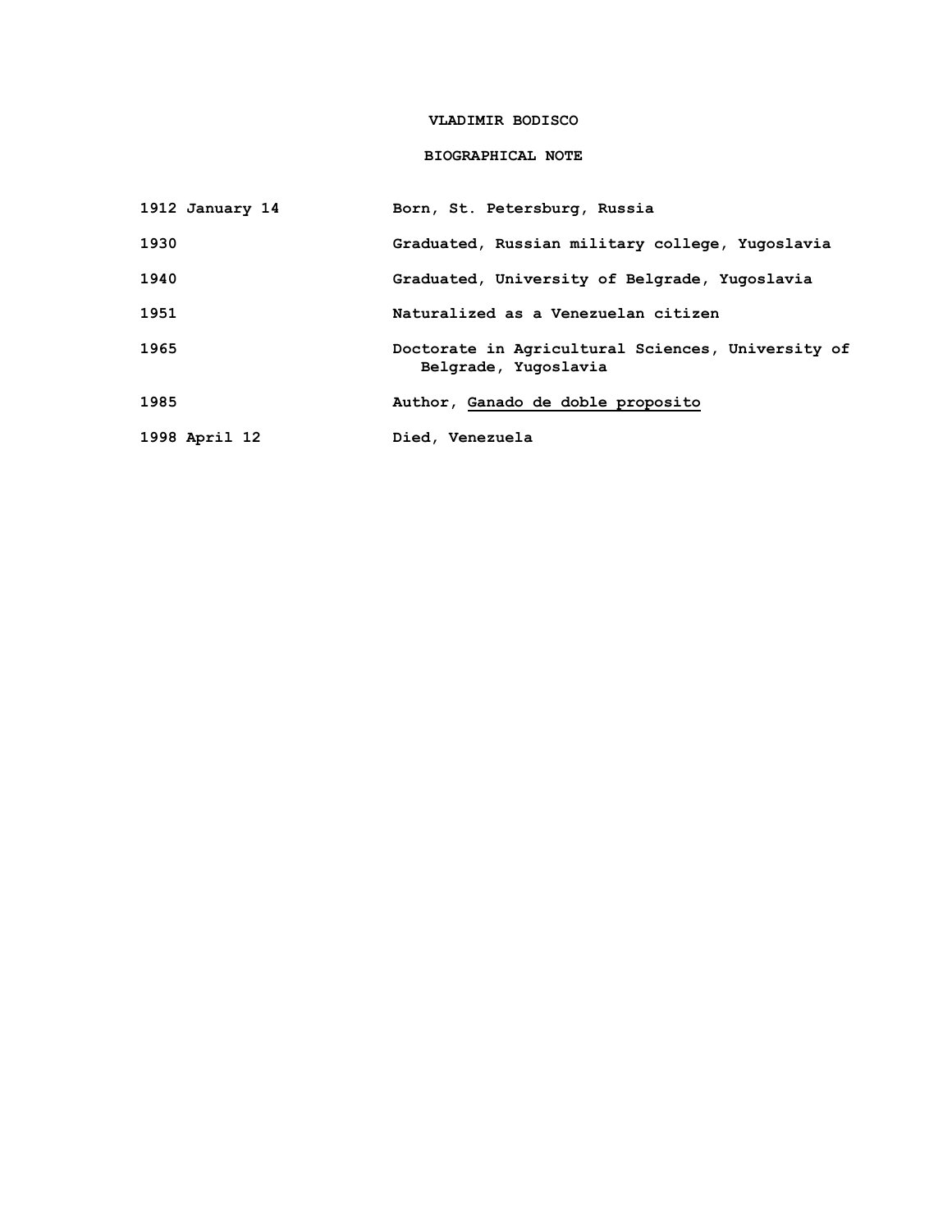# VLADIMIR BODISCO

## BIOGRAPHICAL NOTE

| | |
|---|---|
| 1912 January 14 | Born, St. Petersburg, Russia |
| 1930 | Graduated, Russian military college, Yugoslavia |
| 1940 | Graduated, University of Belgrade, Yugoslavia |
| 1951 | Naturalized as a Venezuelan citizen |
| 1965 | Doctorate in Agricultural Sciences, University of Belgrade, Yugoslavia |
| 1985 | Author, Ganado de doble proposito |
| 1998 April 12 | Died, Venezuela |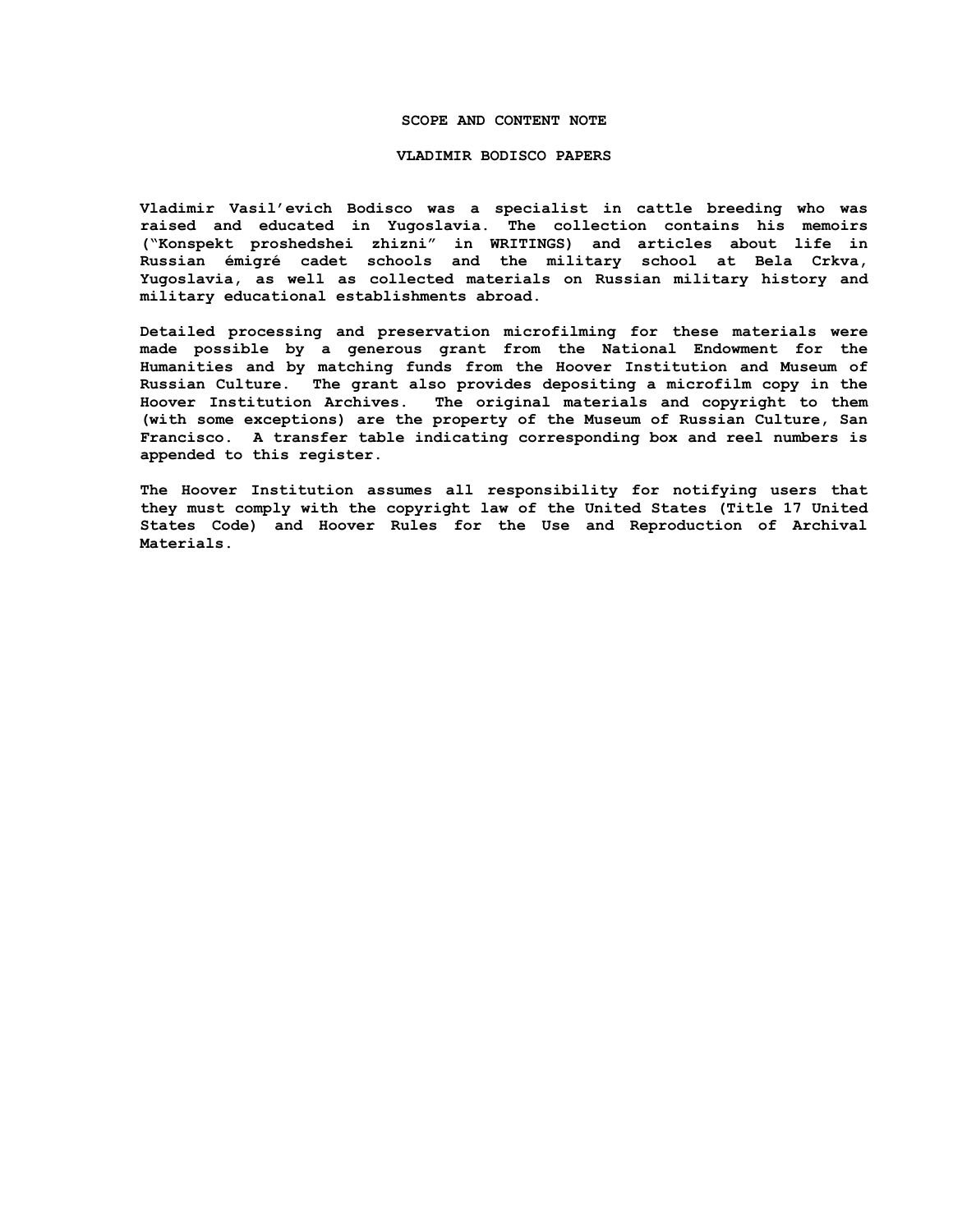## SCOPE AND CONTENT NOTE

## VLADIMIR BODISCO PAPERS

Vladimir Vasil'evich Bodisco was a specialist in cattle breeding who was raised and educated in Yugoslavia. The collection contains his memoirs ("Konspekt proshedshei zhizni" in WRITINGS) and articles about life in Russian émigré cadet schools and the military school at Bela Crkva, Yugoslavia, as well as collected materials on Russian military history and military educational establishments abroad.

Detailed processing and preservation microfilming for these materials were made possible by a generous grant from the National Endowment for the Humanities and by matching funds from the Hoover Institution and Museum of Russian Culture. The grant also provides depositing a microfilm copy in the Hoover Institution Archives. The original materials and copyright to them (with some exceptions) are the property of the Museum of Russian Culture, San Francisco. A transfer table indicating corresponding box and reel numbers is appended to this register.

The Hoover Institution assumes all responsibility for notifying users that they must comply with the copyright law of the United States (Title 17 United States Code) and Hoover Rules for the Use and Reproduction of Archival Materials.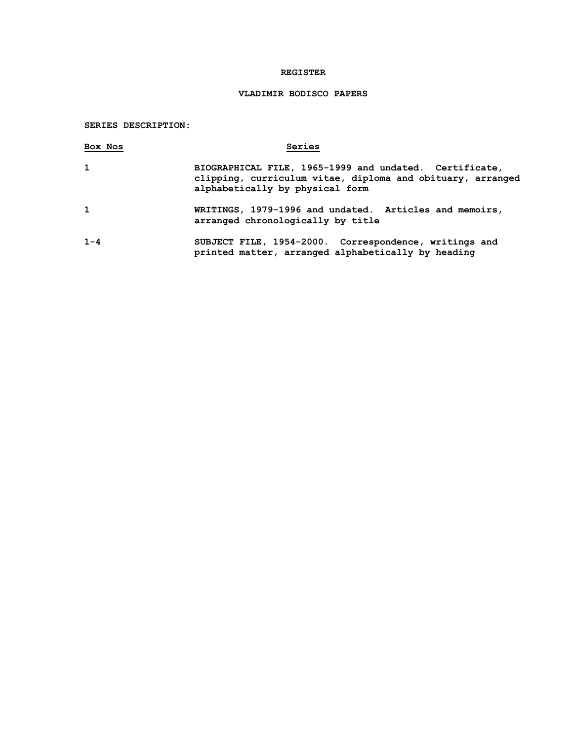# REGISTER

## VLADIMIR BODISCO PAPERS

**SERIES DESCRIPTION:**

| Box Nos | Series |
|---|---|
| 1 | BIOGRAPHICAL FILE, 1965-1999 and undated. Certificate, clipping, curriculum vitae, diploma and obituary, arranged alphabetically by physical form |
| 1 | WRITINGS, 1979-1996 and undated. Articles and memoirs, arranged chronologically by title |
| 1-4 | SUBJECT FILE, 1954-2000. Correspondence, writings and printed matter, arranged alphabetically by heading |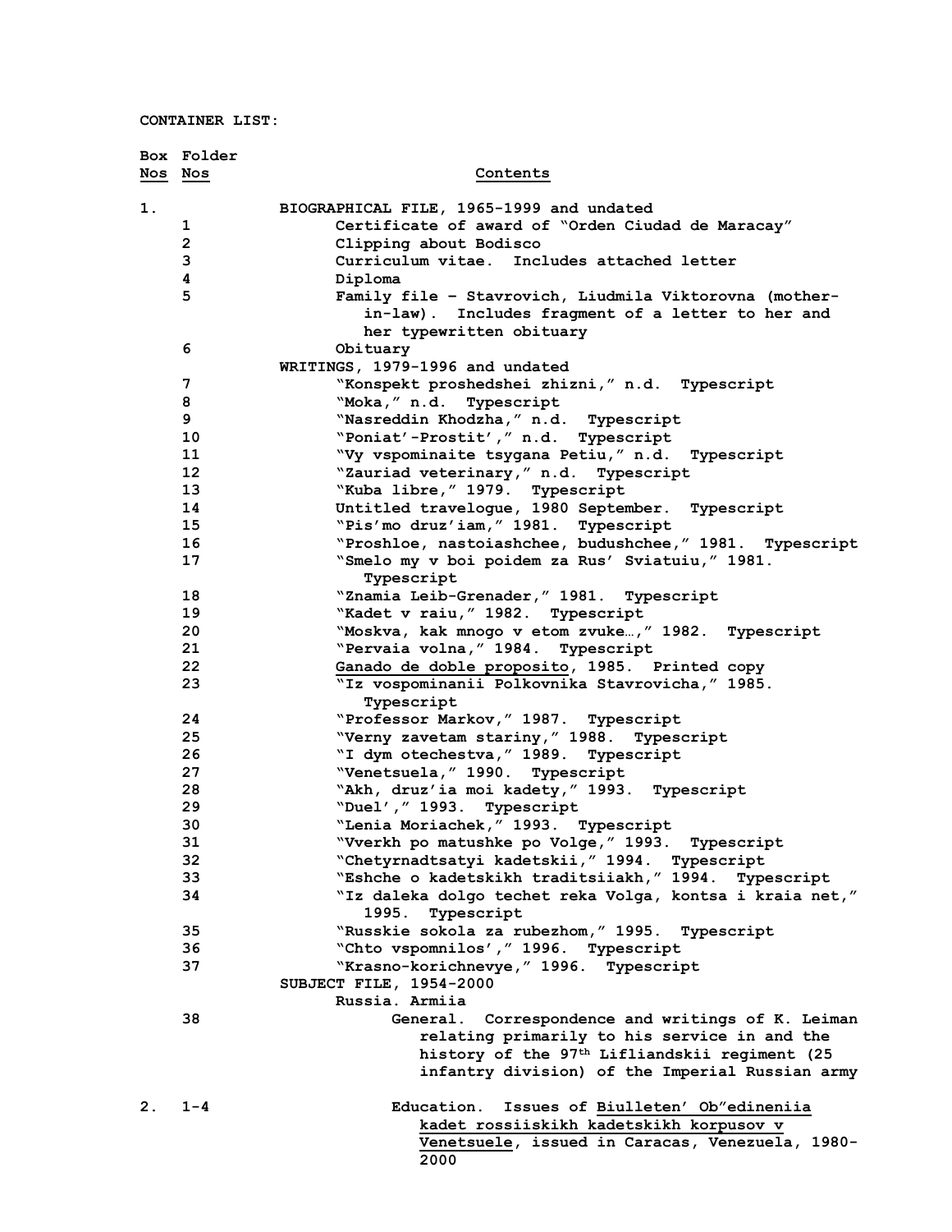**CONTAINER LIST:**

| Box Nos | Folder Nos | Contents |
|---|---|---|
| 1. | | BIOGRAPHICAL FILE, 1965-1999 and undated |
| | 1 | Certificate of award of "Orden Ciudad de Maracay" |
| | 2 | Clipping about Bodisco |
| | 3 | Curriculum vitae. Includes attached letter |
| | 4 | Diploma |
| | 5 | Family file – Stavrovich, Liudmila Viktorovna (mother-in-law). Includes fragment of a letter to her and her typewritten obituary |
| | 6 | Obituary |
| | | WRITINGS, 1979-1996 and undated |
| | 7 | "Konspekt proshedshei zhizni," n.d. Typescript |
| | 8 | "Moka," n.d. Typescript |
| | 9 | "Nasreddin Khodzha," n.d. Typescript |
| | 10 | "Poniat'-Prostit'," n.d. Typescript |
| | 11 | "Vy vspominaite tsygana Petiu," n.d. Typescript |
| | 12 | "Zauriad veterinary," n.d. Typescript |
| | 13 | "Kuba libre," 1979. Typescript |
| | 14 | Untitled travelogue, 1980 September. Typescript |
| | 15 | "Pis'mo druz'iam," 1981. Typescript |
| | 16 | "Proshloe, nastoiashchee, budushchee," 1981. Typescript |
| | 17 | "Smelo my v boi poidem za Rus' Sviatuiu," 1981. Typescript |
| | 18 | "Znamia Leib-Grenader," 1981. Typescript |
| | 19 | "Kadet v raiu," 1982. Typescript |
| | 20 | "Moskva, kak mnogo v etom zvuke…," 1982. Typescript |
| | 21 | "Pervaia volna," 1984. Typescript |
| | 22 | Ganado de doble proposito, 1985. Printed copy |
| | 23 | "Iz vospominanii Polkovnika Stavrovicha," 1985. Typescript |
| | 24 | "Professor Markov," 1987. Typescript |
| | 25 | "Verny zavetam stariny," 1988. Typescript |
| | 26 | "I dym otechestva," 1989. Typescript |
| | 27 | "Venetsuela," 1990. Typescript |
| | 28 | "Akh, druz'ia moi kadety," 1993. Typescript |
| | 29 | "Duel'," 1993. Typescript |
| | 30 | "Lenia Moriachek," 1993. Typescript |
| | 31 | "Vverkh po matushke po Volge," 1993. Typescript |
| | 32 | "Chetyrnadtsatyi kadetskii," 1994. Typescript |
| | 33 | "Eshche o kadetskikh traditsiiakh," 1994. Typescript |
| | 34 | "Iz daleka dolgo techet reka Volga, kontsa i kraia net," 1995. Typescript |
| | 35 | "Russkie sokola za rubezhom," 1995. Typescript |
| | 36 | "Chto vspomnilos'," 1996. Typescript |
| | 37 | "Krasno-korichnevye," 1996. Typescript |
| | | SUBJECT FILE, 1954-2000 |
| | | Russia. Armiia |
| | 38 | General. Correspondence and writings of K. Leiman relating primarily to his service in and the history of the 97th Lifliandskii regiment (25 infantry division) of the Imperial Russian army |
| 2. | 1-4 | Education. Issues of Biulleten' Ob"edineniia kadet rossiiskikh kadetskikh korpusov v Venetsuele, issued in Caracas, Venezuela, 1980-2000 |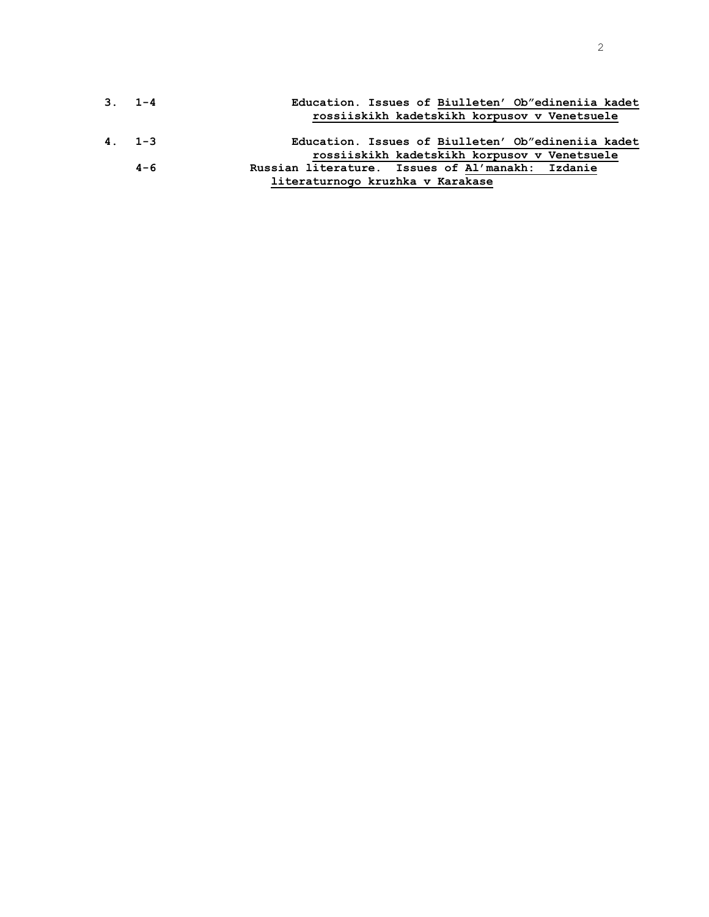| | | |
|---|---|---|
| **3.** | **1-4** | **Education. Issues of <u>Biulleten' Ob"edineniia kadet rossiiskikh kadetskikh korpusov v Venetsuele</u>** |
| **4.** | **1-3** | **Education. Issues of <u>Biulleten' Ob"edineniia kadet rossiiskikh kadetskikh korpusov v Venetsuele</u>** |
| | **4-6** | **Russian literature. Issues of <u>Al'manakh: Izdanie literaturnogo kruzhka v Karakase</u>** |